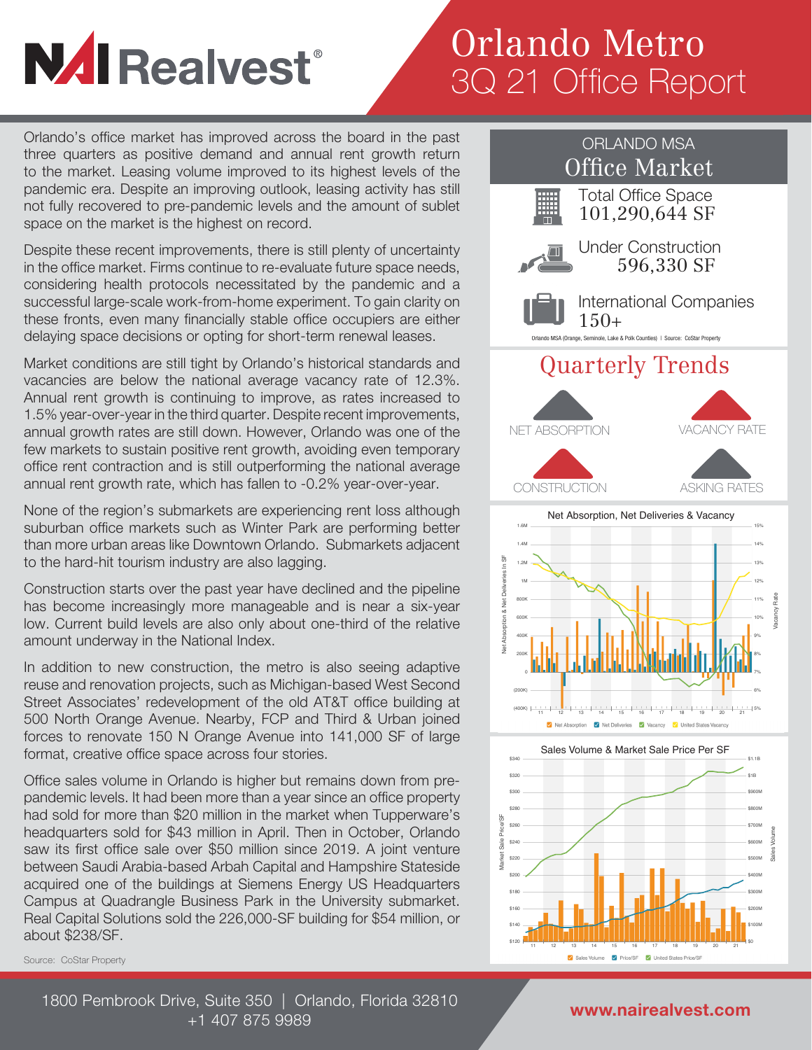# NAI Realvest®

# Orlando Metro
## 3Q 21 Office Report

Orlando's office market has improved across the board in the past three quarters as positive demand and annual rent growth return to the market. Leasing volume improved to its highest levels of the pandemic era. Despite an improving outlook, leasing activity has still not fully recovered to pre-pandemic levels and the amount of sublet space on the market is the highest on record.

Despite these recent improvements, there is still plenty of uncertainty in the office market. Firms continue to re-evaluate future space needs, considering health protocols necessitated by the pandemic and a successful large-scale work-from-home experiment. To gain clarity on these fronts, even many financially stable office occupiers are either delaying space decisions or opting for short-term renewal leases.

Market conditions are still tight by Orlando's historical standards and vacancies are below the national average vacancy rate of 12.3%. Annual rent growth is continuing to improve, as rates increased to 1.5% year-over-year in the third quarter. Despite recent improvements, annual growth rates are still down. However, Orlando was one of the few markets to sustain positive rent growth, avoiding even temporary office rent contraction and is still outperforming the national average annual rent growth rate, which has fallen to -0.2% year-over-year.

None of the region's submarkets are experiencing rent loss although suburban office markets such as Winter Park are performing better than more urban areas like Downtown Orlando. Submarkets adjacent to the hard-hit tourism industry are also lagging.

Construction starts over the past year have declined and the pipeline has become increasingly more manageable and is near a six-year low. Current build levels are also only about one-third of the relative amount underway in the National Index.

In addition to new construction, the metro is also seeing adaptive reuse and renovation projects, such as Michigan-based West Second Street Associates' redevelopment of the old AT&T office building at 500 North Orange Avenue. Nearby, FCP and Third & Urban joined forces to renovate 150 N Orange Avenue into 141,000 SF of large format, creative office space across four stories.

Office sales volume in Orlando is higher but remains down from pre-pandemic levels. It had been more than a year since an office property had sold for more than $20 million in the market when Tupperware's headquarters sold for $43 million in April. Then in October, Orlando saw its first office sale over $50 million since 2019. A joint venture between Saudi Arabia-based Arbah Capital and Hampshire Stateside acquired one of the buildings at Siemens Energy US Headquarters Campus at Quadrangle Business Park in the University submarket. Real Capital Solutions sold the 226,000-SF building for $54 million, or about $238/SF.

Source: CoStar Property

## ORLANDO MSA Office Market

- Total Office Space: 101,290,644 SF
- Under Construction: 596,330 SF
- International Companies: 150+

Orlando MSA (Orange, Seminole, Lake & Polk Counties) | Source: CoStar Property

## Quarterly Trends

| NET ABSORPTION | VACANCY RATE |
|---|---|
| CONSTRUCTION | ASKING RATES |

### Net Absorption, Net Deliveries & Vacancy

Net Absorption | Net Deliveries | Vacancy | United States Vacancy

### Sales Volume & Market Sale Price Per SF

Sales Volume | Price/SF | United States Price/SF

1800 Pembrook Drive, Suite 350 | Orlando, Florida 32810
+1 407 875 9989

www.nairealvest.com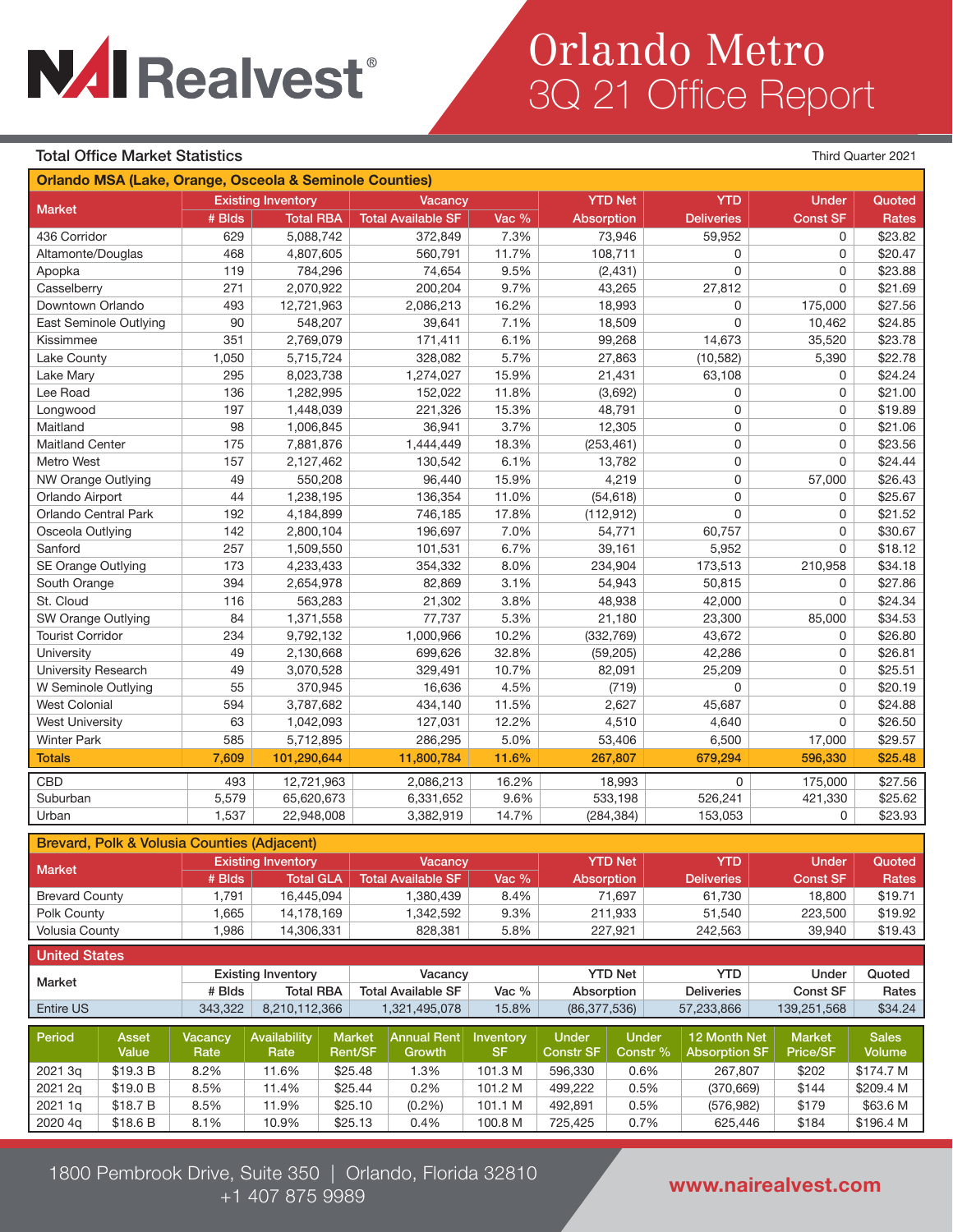# NAI Realvest®

# Orlando Metro 3Q 21 Office Report

**Total Office Market Statistics** — Third Quarter 2021

## Orlando MSA (Lake, Orange, Osceola & Seminole Counties)

| Market | Existing Inventory | | Vacancy | | YTD Net | YTD | Under | Quoted |
|---|---|---|---|---|---|---|---|---|
| | # Blds | Total RBA | Total Available SF | Vac % | Absorption | Deliveries | Const SF | Rates |
| 436 Corridor | 629 | 5,088,742 | 372,849 | 7.3% | 73,946 | 59,952 | 0 | $23.82 |
| Altamonte/Douglas | 468 | 4,807,605 | 560,791 | 11.7% | 108,711 | 0 | 0 | $20.47 |
| Apopka | 119 | 784,296 | 74,654 | 9.5% | (2,431) | 0 | 0 | $23.88 |
| Casselberry | 271 | 2,070,922 | 200,204 | 9.7% | 43,265 | 27,812 | 0 | $21.69 |
| Downtown Orlando | 493 | 12,721,963 | 2,086,213 | 16.2% | 18,993 | 0 | 175,000 | $27.56 |
| East Seminole Outlying | 90 | 548,207 | 39,641 | 7.1% | 18,509 | 0 | 10,462 | $24.85 |
| Kissimmee | 351 | 2,769,079 | 171,411 | 6.1% | 99,268 | 14,673 | 35,520 | $23.78 |
| Lake County | 1,050 | 5,715,724 | 328,082 | 5.7% | 27,863 | (10,582) | 5,390 | $22.78 |
| Lake Mary | 295 | 8,023,738 | 1,274,027 | 15.9% | 21,431 | 63,108 | 0 | $24.24 |
| Lee Road | 136 | 1,282,995 | 152,022 | 11.8% | (3,692) | 0 | 0 | $21.00 |
| Longwood | 197 | 1,448,039 | 221,326 | 15.3% | 48,791 | 0 | 0 | $19.89 |
| Maitland | 98 | 1,006,845 | 36,941 | 3.7% | 12,305 | 0 | 0 | $21.06 |
| Maitland Center | 175 | 7,881,876 | 1,444,449 | 18.3% | (253,461) | 0 | 0 | $23.56 |
| Metro West | 157 | 2,127,462 | 130,542 | 6.1% | 13,782 | 0 | 0 | $24.44 |
| NW Orange Outlying | 49 | 550,208 | 96,440 | 15.9% | 4,219 | 0 | 57,000 | $26.43 |
| Orlando Airport | 44 | 1,238,195 | 136,354 | 11.0% | (54,618) | 0 | 0 | $25.67 |
| Orlando Central Park | 192 | 4,184,899 | 746,185 | 17.8% | (112,912) | 0 | 0 | $21.52 |
| Osceola Outlying | 142 | 2,800,104 | 196,697 | 7.0% | 54,771 | 60,757 | 0 | $30.67 |
| Sanford | 257 | 1,509,550 | 101,531 | 6.7% | 39,161 | 5,952 | 0 | $18.12 |
| SE Orange Outlying | 173 | 4,233,433 | 354,332 | 8.0% | 234,904 | 173,513 | 210,958 | $34.18 |
| South Orange | 394 | 2,654,978 | 82,869 | 3.1% | 54,943 | 50,815 | 0 | $27.86 |
| St. Cloud | 116 | 563,283 | 21,302 | 3.8% | 48,938 | 42,000 | 0 | $24.34 |
| SW Orange Outlying | 84 | 1,371,558 | 77,737 | 5.3% | 21,180 | 23,300 | 85,000 | $34.53 |
| Tourist Corridor | 234 | 9,792,132 | 1,000,966 | 10.2% | (332,769) | 43,672 | 0 | $26.80 |
| University | 49 | 2,130,668 | 699,626 | 32.8% | (59,205) | 42,286 | 0 | $26.81 |
| University Research | 49 | 3,070,528 | 329,491 | 10.7% | 82,091 | 25,209 | 0 | $25.51 |
| W Seminole Outlying | 55 | 370,945 | 16,636 | 4.5% | (719) | 0 | 0 | $20.19 |
| West Colonial | 594 | 3,787,682 | 434,140 | 11.5% | 2,627 | 45,687 | 0 | $24.88 |
| West University | 63 | 1,042,093 | 127,031 | 12.2% | 4,510 | 4,640 | 0 | $26.50 |
| Winter Park | 585 | 5,712,895 | 286,295 | 5.0% | 53,406 | 6,500 | 17,000 | $29.57 |
| **Totals** | **7,609** | **101,290,644** | **11,800,784** | **11.6%** | **267,807** | **679,294** | **596,330** | **$25.48** |
| CBD | 493 | 12,721,963 | 2,086,213 | 16.2% | 18,993 | 0 | 175,000 | $27.56 |
| Suburban | 5,579 | 65,620,673 | 6,331,652 | 9.6% | 533,198 | 526,241 | 421,330 | $25.62 |
| Urban | 1,537 | 22,948,008 | 3,382,919 | 14.7% | (284,384) | 153,053 | 0 | $23.93 |

## Brevard, Polk & Volusia Counties (Adjacent)

| Market | Existing Inventory | | Vacancy | | YTD Net | YTD | Under | Quoted |
|---|---|---|---|---|---|---|---|---|
| | # Blds | Total GLA | Total Available SF | Vac % | Absorption | Deliveries | Const SF | Rates |
| Brevard County | 1,791 | 16,445,094 | 1,380,439 | 8.4% | 71,697 | 61,730 | 18,800 | $19.71 |
| Polk County | 1,665 | 14,178,169 | 1,342,592 | 9.3% | 211,933 | 51,540 | 223,500 | $19.92 |
| Volusia County | 1,986 | 14,306,331 | 828,381 | 5.8% | 227,921 | 242,563 | 39,940 | $19.43 |

## United States

| Market | Existing Inventory | | Vacancy | | YTD Net | YTD | Under | Quoted |
|---|---|---|---|---|---|---|---|---|
| | # Blds | Total RBA | Total Available SF | Vac % | Absorption | Deliveries | Const SF | Rates |
| Entire US | 343,322 | 8,210,112,366 | 1,321,495,078 | 15.8% | (86,377,536) | 57,233,866 | 139,251,568 | $34.24 |

| Period | Asset Value | Vacancy Rate | Availability Rate | Market Rent/SF | Annual Rent Growth | Inventory SF | Under Constr SF | Under Constr % | 12 Month Net Absorption SF | Market Price/SF | Sales Volume |
|---|---|---|---|---|---|---|---|---|---|---|---|
| 2021 3q | $19.3 B | 8.2% | 11.6% | $25.48 | 1.3% | 101.3 M | 596,330 | 0.6% | 267,807 | $202 | $174.7 M |
| 2021 2q | $19.0 B | 8.5% | 11.4% | $25.44 | 0.2% | 101.2 M | 499,222 | 0.5% | (370,669) | $144 | $209.4 M |
| 2021 1q | $18.7 B | 8.5% | 11.9% | $25.10 | (0.2%) | 101.1 M | 492,891 | 0.5% | (576,982) | $179 | $63.6 M |
| 2020 4q | $18.6 B | 8.1% | 10.9% | $25.13 | 0.4% | 100.8 M | 725,425 | 0.7% | 625,446 | $184 | $196.4 M |

1800 Pembrook Drive, Suite 350 | Orlando, Florida 32810
+1 407 875 9989

www.nairealvest.com